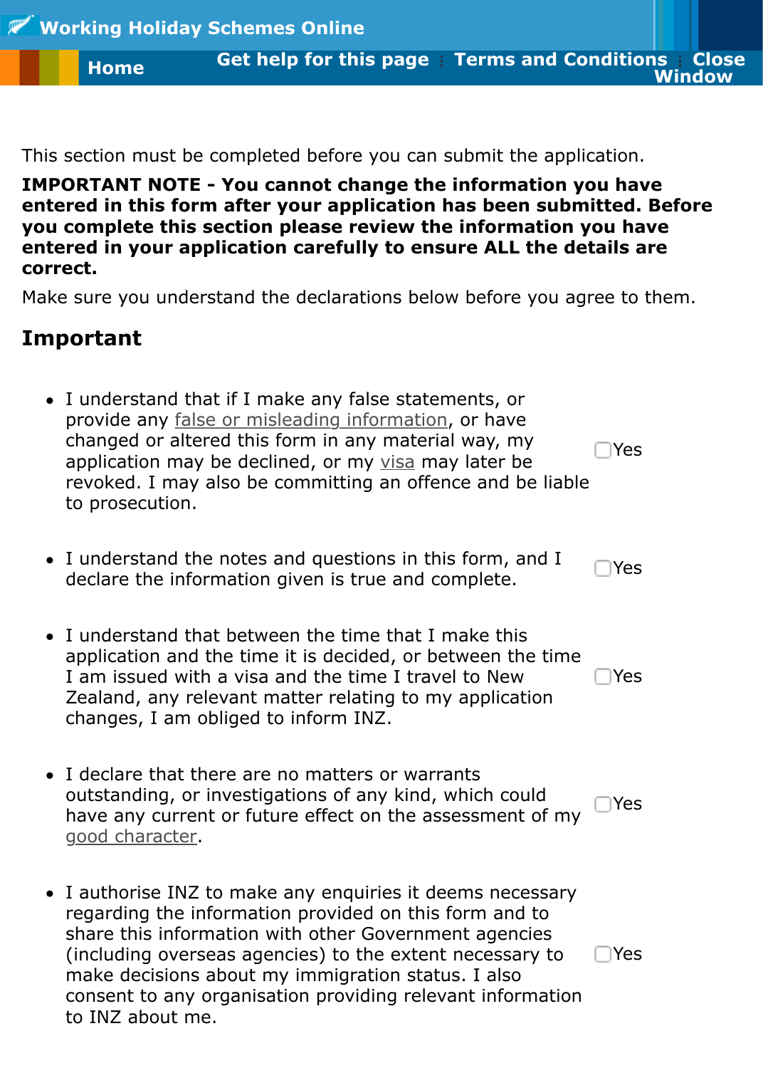Working Holiday Schemes Online

Home | Get help for this page | Terms and Conditions | Close Window

This section must be completed before you can submit the application.

**IMPORTANT NOTE - You cannot change the information you have entered in this form after your application has been submitted. Before you complete this section please review the information you have entered in your application carefully to ensure ALL the details are correct.**

Make sure you understand the declarations below before you agree to them.

## Important

- I understand that if I make any false statements, or provide any false or misleading information, or have changed or altered this form in any material way, my application may be declined, or my visa may later be revoked. I may also be committing an offence and be liable to prosecution. ☐ Yes

- I understand the notes and questions in this form, and I declare the information given is true and complete. ☐ Yes

- I understand that between the time that I make this application and the time it is decided, or between the time I am issued with a visa and the time I travel to New Zealand, any relevant matter relating to my application changes, I am obliged to inform INZ. ☐ Yes

- I declare that there are no matters or warrants outstanding, or investigations of any kind, which could have any current or future effect on the assessment of my good character. ☐ Yes

- I authorise INZ to make any enquiries it deems necessary regarding the information provided on this form and to share this information with other Government agencies (including overseas agencies) to the extent necessary to make decisions about my immigration status. I also consent to any organisation providing relevant information to INZ about me. ☐ Yes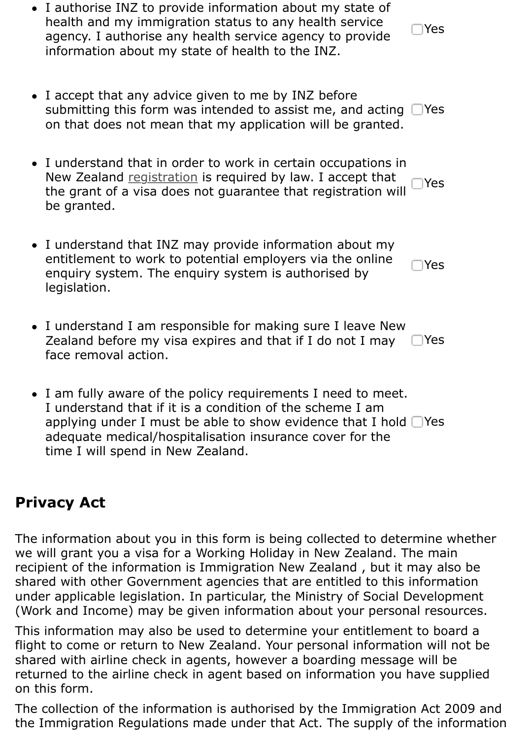- I authorise INZ to provide information about my state of health and my immigration status to any health service agency. I authorise any health service agency to provide information about my state of health to the INZ. ☐Yes

- I accept that any advice given to me by INZ before submitting this form was intended to assist me, and acting on that does not mean that my application will be granted. ☐Yes

- I understand that in order to work in certain occupations in New Zealand registration is required by law. I accept that the grant of a visa does not guarantee that registration will be granted. ☐Yes

- I understand that INZ may provide information about my entitlement to work to potential employers via the online enquiry system. The enquiry system is authorised by legislation. ☐Yes

- I understand I am responsible for making sure I leave New Zealand before my visa expires and that if I do not I may face removal action. ☐Yes

- I am fully aware of the policy requirements I need to meet. I understand that if it is a condition of the scheme I am applying under I must be able to show evidence that I hold adequate medical/hospitalisation insurance cover for the time I will spend in New Zealand. ☐Yes

## Privacy Act

The information about you in this form is being collected to determine whether we will grant you a visa for a Working Holiday in New Zealand. The main recipient of the information is Immigration New Zealand , but it may also be shared with other Government agencies that are entitled to this information under applicable legislation. In particular, the Ministry of Social Development (Work and Income) may be given information about your personal resources.

This information may also be used to determine your entitlement to board a flight to come or return to New Zealand. Your personal information will not be shared with airline check in agents, however a boarding message will be returned to the airline check in agent based on information you have supplied on this form.

The collection of the information is authorised by the Immigration Act 2009 and the Immigration Regulations made under that Act. The supply of the information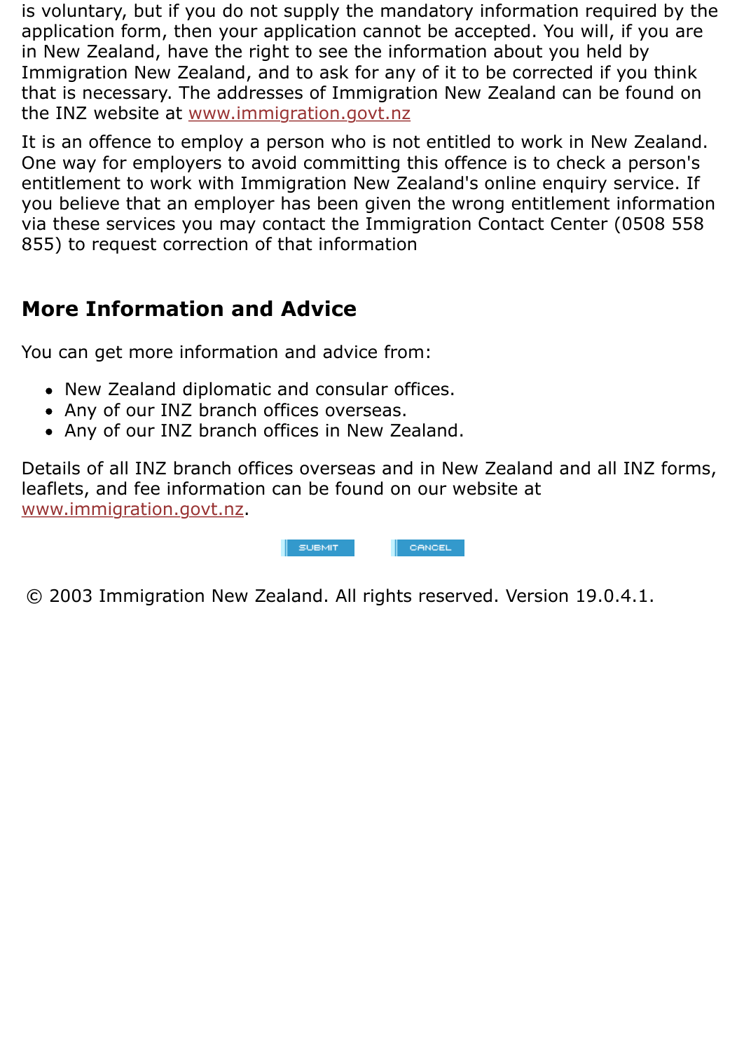is voluntary, but if you do not supply the mandatory information required by the application form, then your application cannot be accepted. You will, if you are in New Zealand, have the right to see the information about you held by Immigration New Zealand, and to ask for any of it to be corrected if you think that is necessary. The addresses of Immigration New Zealand can be found on the INZ website at www.immigration.govt.nz

It is an offence to employ a person who is not entitled to work in New Zealand. One way for employers to avoid committing this offence is to check a person's entitlement to work with Immigration New Zealand's online enquiry service. If you believe that an employer has been given the wrong entitlement information via these services you may contact the Immigration Contact Center (0508 558 855) to request correction of that information

## More Information and Advice

You can get more information and advice from:

- New Zealand diplomatic and consular offices.
- Any of our INZ branch offices overseas.
- Any of our INZ branch offices in New Zealand.

Details of all INZ branch offices overseas and in New Zealand and all INZ forms, leaflets, and fee information can be found on our website at www.immigration.govt.nz.

SUBMIT CANCEL

© 2003 Immigration New Zealand. All rights reserved. Version 19.0.4.1.